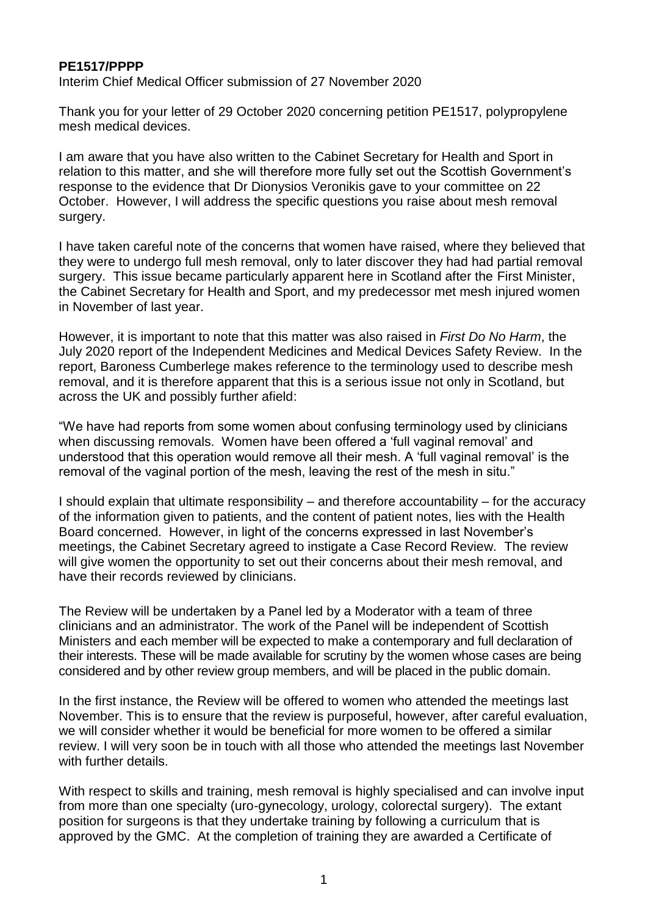**PE1517/PPPP**

Interim Chief Medical Officer submission of 27 November 2020

Thank you for your letter of 29 October 2020 concerning petition PE1517, polypropylene mesh medical devices.

I am aware that you have also written to the Cabinet Secretary for Health and Sport in relation to this matter, and she will therefore more fully set out the Scottish Government's response to the evidence that Dr Dionysios Veronikis gave to your committee on 22 October. However, I will address the specific questions you raise about mesh removal surgery.

I have taken careful note of the concerns that women have raised, where they believed that they were to undergo full mesh removal, only to later discover they had had partial removal surgery. This issue became particularly apparent here in Scotland after the First Minister, the Cabinet Secretary for Health and Sport, and my predecessor met mesh injured women in November of last year.

However, it is important to note that this matter was also raised in *First Do No Harm*, the July 2020 report of the Independent Medicines and Medical Devices Safety Review. In the report, Baroness Cumberlege makes reference to the terminology used to describe mesh removal, and it is therefore apparent that this is a serious issue not only in Scotland, but across the UK and possibly further afield:

"We have had reports from some women about confusing terminology used by clinicians when discussing removals. Women have been offered a 'full vaginal removal' and understood that this operation would remove all their mesh. A 'full vaginal removal' is the removal of the vaginal portion of the mesh, leaving the rest of the mesh in situ."

I should explain that ultimate responsibility – and therefore accountability – for the accuracy of the information given to patients, and the content of patient notes, lies with the Health Board concerned. However, in light of the concerns expressed in last November's meetings, the Cabinet Secretary agreed to instigate a Case Record Review. The review will give women the opportunity to set out their concerns about their mesh removal, and have their records reviewed by clinicians.

The Review will be undertaken by a Panel led by a Moderator with a team of three clinicians and an administrator. The work of the Panel will be independent of Scottish Ministers and each member will be expected to make a contemporary and full declaration of their interests. These will be made available for scrutiny by the women whose cases are being considered and by other review group members, and will be placed in the public domain.

In the first instance, the Review will be offered to women who attended the meetings last November. This is to ensure that the review is purposeful, however, after careful evaluation, we will consider whether it would be beneficial for more women to be offered a similar review. I will very soon be in touch with all those who attended the meetings last November with further details.

With respect to skills and training, mesh removal is highly specialised and can involve input from more than one specialty (uro-gynecology, urology, colorectal surgery). The extant position for surgeons is that they undertake training by following a curriculum that is approved by the GMC. At the completion of training they are awarded a Certificate of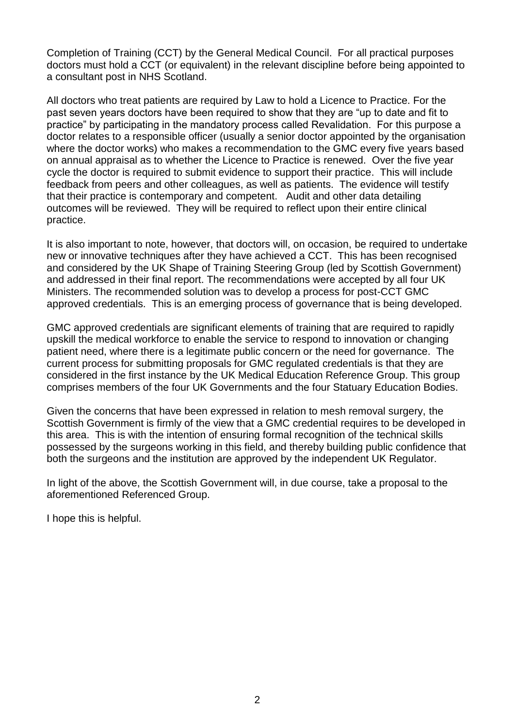Completion of Training (CCT) by the General Medical Council. For all practical purposes doctors must hold a CCT (or equivalent) in the relevant discipline before being appointed to a consultant post in NHS Scotland.

All doctors who treat patients are required by Law to hold a Licence to Practice. For the past seven years doctors have been required to show that they are "up to date and fit to practice" by participating in the mandatory process called Revalidation. For this purpose a doctor relates to a responsible officer (usually a senior doctor appointed by the organisation where the doctor works) who makes a recommendation to the GMC every five years based on annual appraisal as to whether the Licence to Practice is renewed. Over the five year cycle the doctor is required to submit evidence to support their practice. This will include feedback from peers and other colleagues, as well as patients. The evidence will testify that their practice is contemporary and competent. Audit and other data detailing outcomes will be reviewed. They will be required to reflect upon their entire clinical practice.

It is also important to note, however, that doctors will, on occasion, be required to undertake new or innovative techniques after they have achieved a CCT. This has been recognised and considered by the UK Shape of Training Steering Group (led by Scottish Government) and addressed in their final report. The recommendations were accepted by all four UK Ministers. The recommended solution was to develop a process for post-CCT GMC approved credentials. This is an emerging process of governance that is being developed.

GMC approved credentials are significant elements of training that are required to rapidly upskill the medical workforce to enable the service to respond to innovation or changing patient need, where there is a legitimate public concern or the need for governance. The current process for submitting proposals for GMC regulated credentials is that they are considered in the first instance by the UK Medical Education Reference Group. This group comprises members of the four UK Governments and the four Statuary Education Bodies.

Given the concerns that have been expressed in relation to mesh removal surgery, the Scottish Government is firmly of the view that a GMC credential requires to be developed in this area. This is with the intention of ensuring formal recognition of the technical skills possessed by the surgeons working in this field, and thereby building public confidence that both the surgeons and the institution are approved by the independent UK Regulator.

In light of the above, the Scottish Government will, in due course, take a proposal to the aforementioned Referenced Group.

I hope this is helpful.